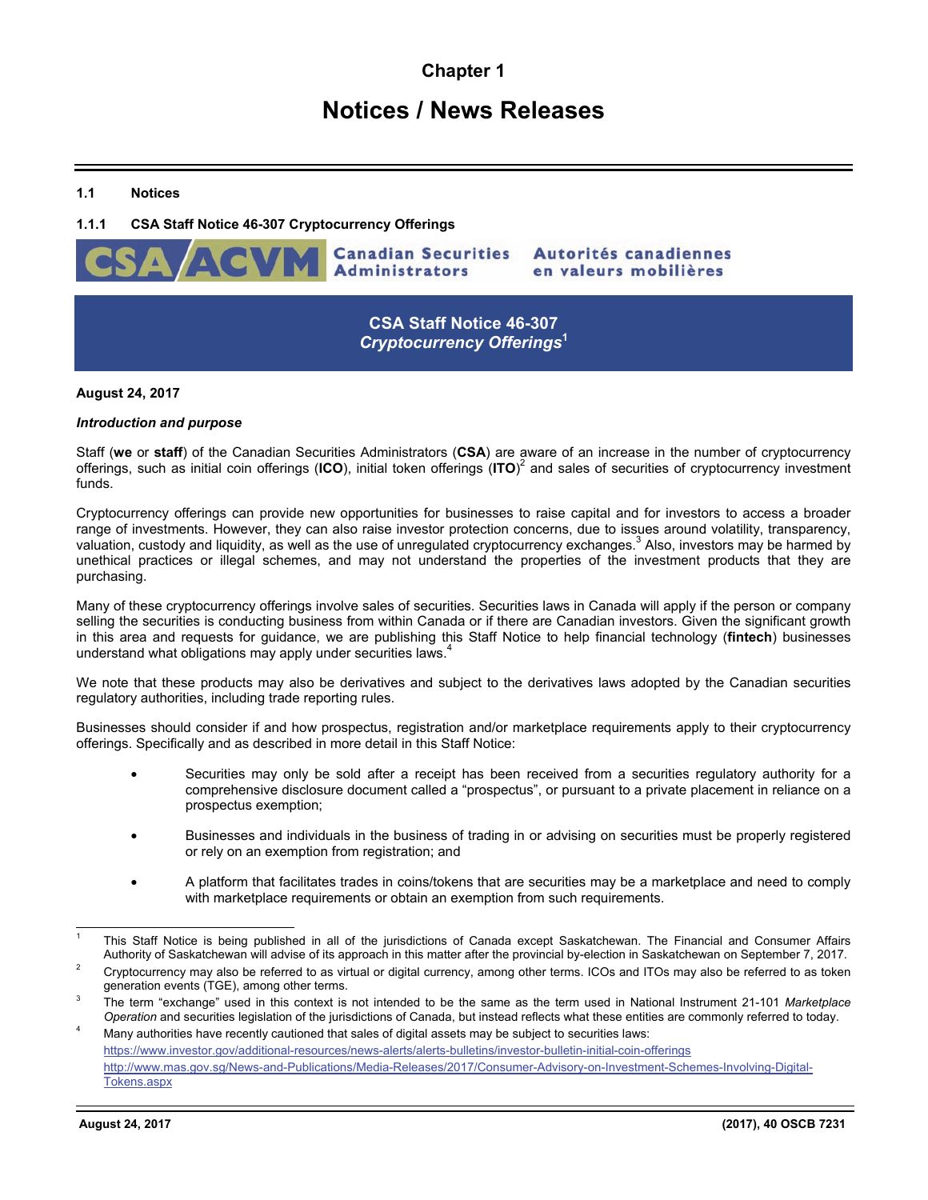# Chapter 1

# Notices / News Releases

## 1.1 Notices

### 1.1.1 CSA Staff Notice 46-307 Cryptocurrency Offerings

CSA/ACVM Canadian Securities Administrators Autorités canadiennes en valeurs mobilières

**CSA Staff Notice 46-307**
***Cryptocurrency Offerings***[1]

**August 24, 2017**

***Introduction and purpose***

Staff (**we** or **staff**) of the Canadian Securities Administrators (**CSA**) are aware of an increase in the number of cryptocurrency offerings, such as initial coin offerings (**ICO**), initial token offerings (**ITO**)[2] and sales of securities of cryptocurrency investment funds.

Cryptocurrency offerings can provide new opportunities for businesses to raise capital and for investors to access a broader range of investments. However, they can also raise investor protection concerns, due to issues around volatility, transparency, valuation, custody and liquidity, as well as the use of unregulated cryptocurrency exchanges.[3] Also, investors may be harmed by unethical practices or illegal schemes, and may not understand the properties of the investment products that they are purchasing.

Many of these cryptocurrency offerings involve sales of securities. Securities laws in Canada will apply if the person or company selling the securities is conducting business from within Canada or if there are Canadian investors. Given the significant growth in this area and requests for guidance, we are publishing this Staff Notice to help financial technology (**fintech**) businesses understand what obligations may apply under securities laws.[4]

We note that these products may also be derivatives and subject to the derivatives laws adopted by the Canadian securities regulatory authorities, including trade reporting rules.

Businesses should consider if and how prospectus, registration and/or marketplace requirements apply to their cryptocurrency offerings. Specifically and as described in more detail in this Staff Notice:

- Securities may only be sold after a receipt has been received from a securities regulatory authority for a comprehensive disclosure document called a "prospectus", or pursuant to a private placement in reliance on a prospectus exemption;
- Businesses and individuals in the business of trading in or advising on securities must be properly registered or rely on an exemption from registration; and
- A platform that facilitates trades in coins/tokens that are securities may be a marketplace and need to comply with marketplace requirements or obtain an exemption from such requirements.

---

[1] This Staff Notice is being published in all of the jurisdictions of Canada except Saskatchewan. The Financial and Consumer Affairs Authority of Saskatchewan will advise of its approach in this matter after the provincial by-election in Saskatchewan on September 7, 2017.

[2] Cryptocurrency may also be referred to as virtual or digital currency, among other terms. ICOs and ITOs may also be referred to as token generation events (TGE), among other terms.

[3] The term "exchange" used in this context is not intended to be the same as the term used in National Instrument 21-101 *Marketplace Operation* and securities legislation of the jurisdictions of Canada, but instead reflects what these entities are commonly referred to today.

[4] Many authorities have recently cautioned that sales of digital assets may be subject to securities laws:
https://www.investor.gov/additional-resources/news-alerts/alerts-bulletins/investor-bulletin-initial-coin-offerings
http://www.mas.gov.sg/News-and-Publications/Media-Releases/2017/Consumer-Advisory-on-Investment-Schemes-Involving-Digital-Tokens.aspx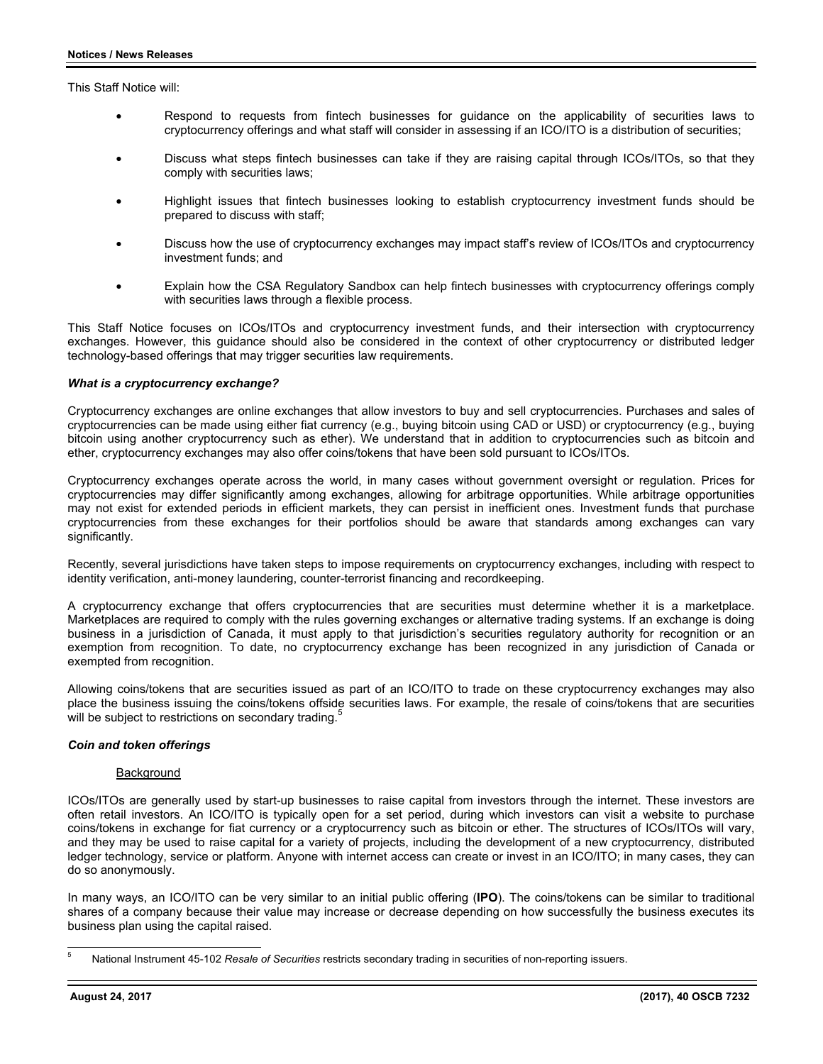This Staff Notice will:

- Respond to requests from fintech businesses for guidance on the applicability of securities laws to cryptocurrency offerings and what staff will consider in assessing if an ICO/ITO is a distribution of securities;

- Discuss what steps fintech businesses can take if they are raising capital through ICOs/ITOs, so that they comply with securities laws;

- Highlight issues that fintech businesses looking to establish cryptocurrency investment funds should be prepared to discuss with staff;

- Discuss how the use of cryptocurrency exchanges may impact staff's review of ICOs/ITOs and cryptocurrency investment funds; and

- Explain how the CSA Regulatory Sandbox can help fintech businesses with cryptocurrency offerings comply with securities laws through a flexible process.

This Staff Notice focuses on ICOs/ITOs and cryptocurrency investment funds, and their intersection with cryptocurrency exchanges. However, this guidance should also be considered in the context of other cryptocurrency or distributed ledger technology-based offerings that may trigger securities law requirements.

***What is a cryptocurrency exchange?***

Cryptocurrency exchanges are online exchanges that allow investors to buy and sell cryptocurrencies. Purchases and sales of cryptocurrencies can be made using either fiat currency (e.g., buying bitcoin using CAD or USD) or cryptocurrency (e.g., buying bitcoin using another cryptocurrency such as ether). We understand that in addition to cryptocurrencies such as bitcoin and ether, cryptocurrency exchanges may also offer coins/tokens that have been sold pursuant to ICOs/ITOs.

Cryptocurrency exchanges operate across the world, in many cases without government oversight or regulation. Prices for cryptocurrencies may differ significantly among exchanges, allowing for arbitrage opportunities. While arbitrage opportunities may not exist for extended periods in efficient markets, they can persist in inefficient ones. Investment funds that purchase cryptocurrencies from these exchanges for their portfolios should be aware that standards among exchanges can vary significantly.

Recently, several jurisdictions have taken steps to impose requirements on cryptocurrency exchanges, including with respect to identity verification, anti-money laundering, counter-terrorist financing and recordkeeping.

A cryptocurrency exchange that offers cryptocurrencies that are securities must determine whether it is a marketplace. Marketplaces are required to comply with the rules governing exchanges or alternative trading systems. If an exchange is doing business in a jurisdiction of Canada, it must apply to that jurisdiction's securities regulatory authority for recognition or an exemption from recognition. To date, no cryptocurrency exchange has been recognized in any jurisdiction of Canada or exempted from recognition.

Allowing coins/tokens that are securities issued as part of an ICO/ITO to trade on these cryptocurrency exchanges may also place the business issuing the coins/tokens offside securities laws. For example, the resale of coins/tokens that are securities will be subject to restrictions on secondary trading.[5]

***Coin and token offerings***

Background

ICOs/ITOs are generally used by start-up businesses to raise capital from investors through the internet. These investors are often retail investors. An ICO/ITO is typically open for a set period, during which investors can visit a website to purchase coins/tokens in exchange for fiat currency or a cryptocurrency such as bitcoin or ether. The structures of ICOs/ITOs will vary, and they may be used to raise capital for a variety of projects, including the development of a new cryptocurrency, distributed ledger technology, service or platform. Anyone with internet access can create or invest in an ICO/ITO; in many cases, they can do so anonymously.

In many ways, an ICO/ITO can be very similar to an initial public offering (**IPO**). The coins/tokens can be similar to traditional shares of a company because their value may increase or decrease depending on how successfully the business executes its business plan using the capital raised.

---

[5] National Instrument 45-102 *Resale of Securities* restricts secondary trading in securities of non-reporting issuers.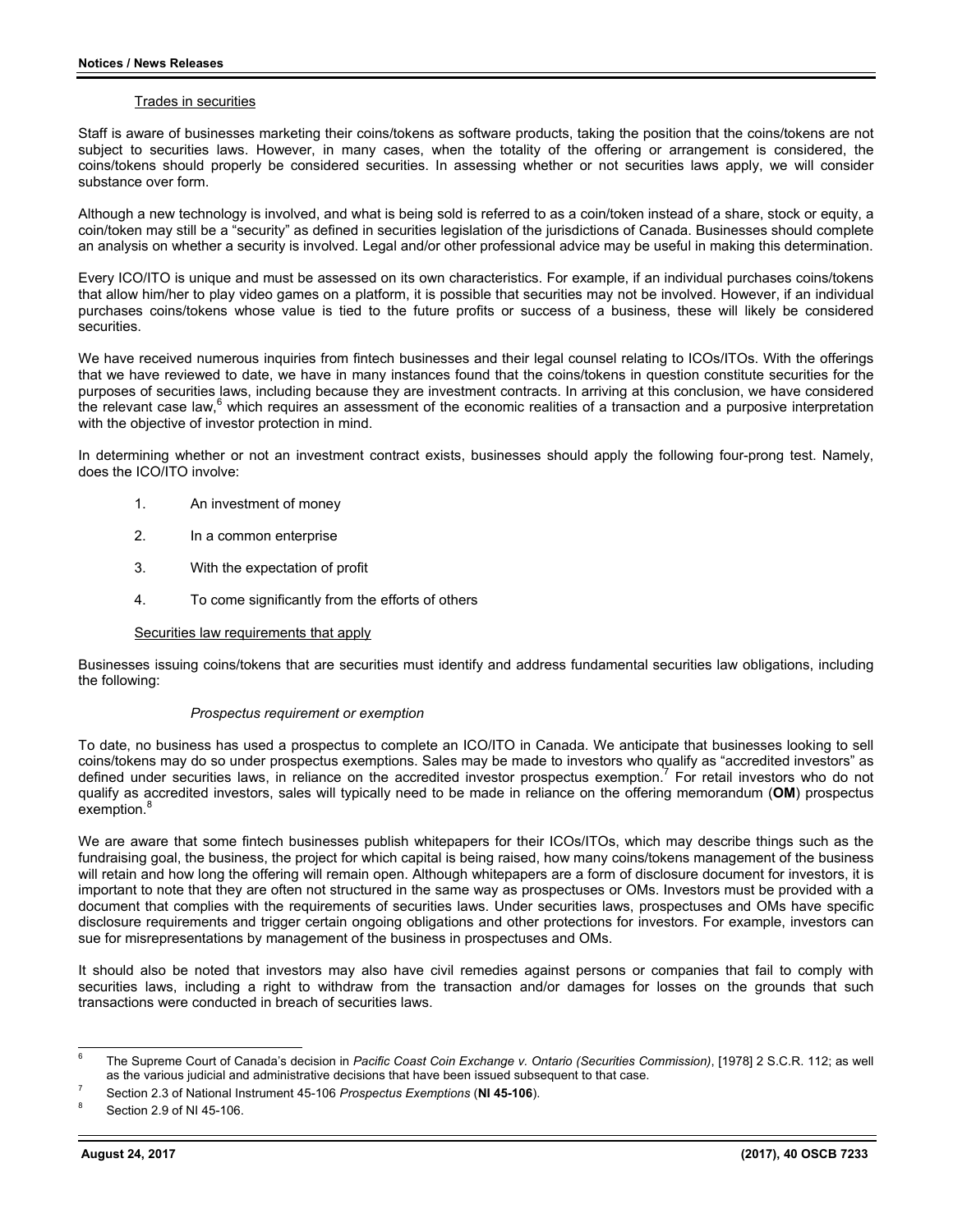Trades in securities

Staff is aware of businesses marketing their coins/tokens as software products, taking the position that the coins/tokens are not subject to securities laws. However, in many cases, when the totality of the offering or arrangement is considered, the coins/tokens should properly be considered securities. In assessing whether or not securities laws apply, we will consider substance over form.

Although a new technology is involved, and what is being sold is referred to as a coin/token instead of a share, stock or equity, a coin/token may still be a "security" as defined in securities legislation of the jurisdictions of Canada. Businesses should complete an analysis on whether a security is involved. Legal and/or other professional advice may be useful in making this determination.

Every ICO/ITO is unique and must be assessed on its own characteristics. For example, if an individual purchases coins/tokens that allow him/her to play video games on a platform, it is possible that securities may not be involved. However, if an individual purchases coins/tokens whose value is tied to the future profits or success of a business, these will likely be considered securities.

We have received numerous inquiries from fintech businesses and their legal counsel relating to ICOs/ITOs. With the offerings that we have reviewed to date, we have in many instances found that the coins/tokens in question constitute securities for the purposes of securities laws, including because they are investment contracts. In arriving at this conclusion, we have considered the relevant case law,[6] which requires an assessment of the economic realities of a transaction and a purposive interpretation with the objective of investor protection in mind.

In determining whether or not an investment contract exists, businesses should apply the following four-prong test. Namely, does the ICO/ITO involve:

1. An investment of money
2. In a common enterprise
3. With the expectation of profit
4. To come significantly from the efforts of others

Securities law requirements that apply

Businesses issuing coins/tokens that are securities must identify and address fundamental securities law obligations, including the following:

*Prospectus requirement or exemption*

To date, no business has used a prospectus to complete an ICO/ITO in Canada. We anticipate that businesses looking to sell coins/tokens may do so under prospectus exemptions. Sales may be made to investors who qualify as "accredited investors" as defined under securities laws, in reliance on the accredited investor prospectus exemption.[7] For retail investors who do not qualify as accredited investors, sales will typically need to be made in reliance on the offering memorandum (**OM**) prospectus exemption.[8]

We are aware that some fintech businesses publish whitepapers for their ICOs/ITOs, which may describe things such as the fundraising goal, the business, the project for which capital is being raised, how many coins/tokens management of the business will retain and how long the offering will remain open. Although whitepapers are a form of disclosure document for investors, it is important to note that they are often not structured in the same way as prospectuses or OMs. Investors must be provided with a document that complies with the requirements of securities laws. Under securities laws, prospectuses and OMs have specific disclosure requirements and trigger certain ongoing obligations and other protections for investors. For example, investors can sue for misrepresentations by management of the business in prospectuses and OMs.

It should also be noted that investors may also have civil remedies against persons or companies that fail to comply with securities laws, including a right to withdraw from the transaction and/or damages for losses on the grounds that such transactions were conducted in breach of securities laws.

---

[6] The Supreme Court of Canada's decision in *Pacific Coast Coin Exchange v. Ontario (Securities Commission)*, [1978] 2 S.C.R. 112; as well as the various judicial and administrative decisions that have been issued subsequent to that case.

[7] Section 2.3 of National Instrument 45-106 *Prospectus Exemptions* (**NI 45-106**).

[8] Section 2.9 of NI 45-106.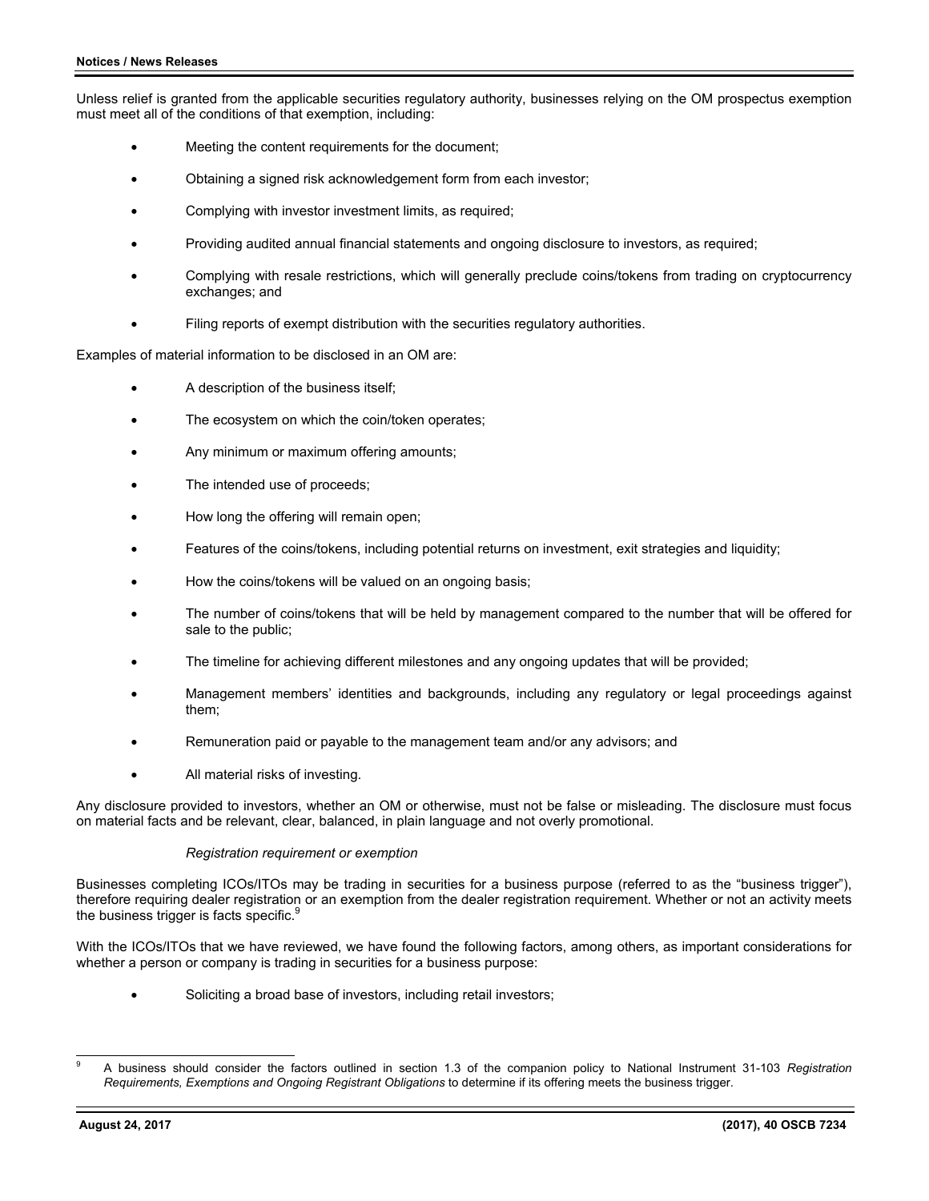Unless relief is granted from the applicable securities regulatory authority, businesses relying on the OM prospectus exemption must meet all of the conditions of that exemption, including:

- Meeting the content requirements for the document;
- Obtaining a signed risk acknowledgement form from each investor;
- Complying with investor investment limits, as required;
- Providing audited annual financial statements and ongoing disclosure to investors, as required;
- Complying with resale restrictions, which will generally preclude coins/tokens from trading on cryptocurrency exchanges; and
- Filing reports of exempt distribution with the securities regulatory authorities.

Examples of material information to be disclosed in an OM are:

- A description of the business itself;
- The ecosystem on which the coin/token operates;
- Any minimum or maximum offering amounts;
- The intended use of proceeds;
- How long the offering will remain open;
- Features of the coins/tokens, including potential returns on investment, exit strategies and liquidity;
- How the coins/tokens will be valued on an ongoing basis;
- The number of coins/tokens that will be held by management compared to the number that will be offered for sale to the public;
- The timeline for achieving different milestones and any ongoing updates that will be provided;
- Management members' identities and backgrounds, including any regulatory or legal proceedings against them;
- Remuneration paid or payable to the management team and/or any advisors; and
- All material risks of investing.

Any disclosure provided to investors, whether an OM or otherwise, must not be false or misleading. The disclosure must focus on material facts and be relevant, clear, balanced, in plain language and not overly promotional.

*Registration requirement or exemption*

Businesses completing ICOs/ITOs may be trading in securities for a business purpose (referred to as the "business trigger"), therefore requiring dealer registration or an exemption from the dealer registration requirement. Whether or not an activity meets the business trigger is facts specific.[9]

With the ICOs/ITOs that we have reviewed, we have found the following factors, among others, as important considerations for whether a person or company is trading in securities for a business purpose:

- Soliciting a broad base of investors, including retail investors;

---

[9] A business should consider the factors outlined in section 1.3 of the companion policy to National Instrument 31-103 *Registration Requirements, Exemptions and Ongoing Registrant Obligations* to determine if its offering meets the business trigger.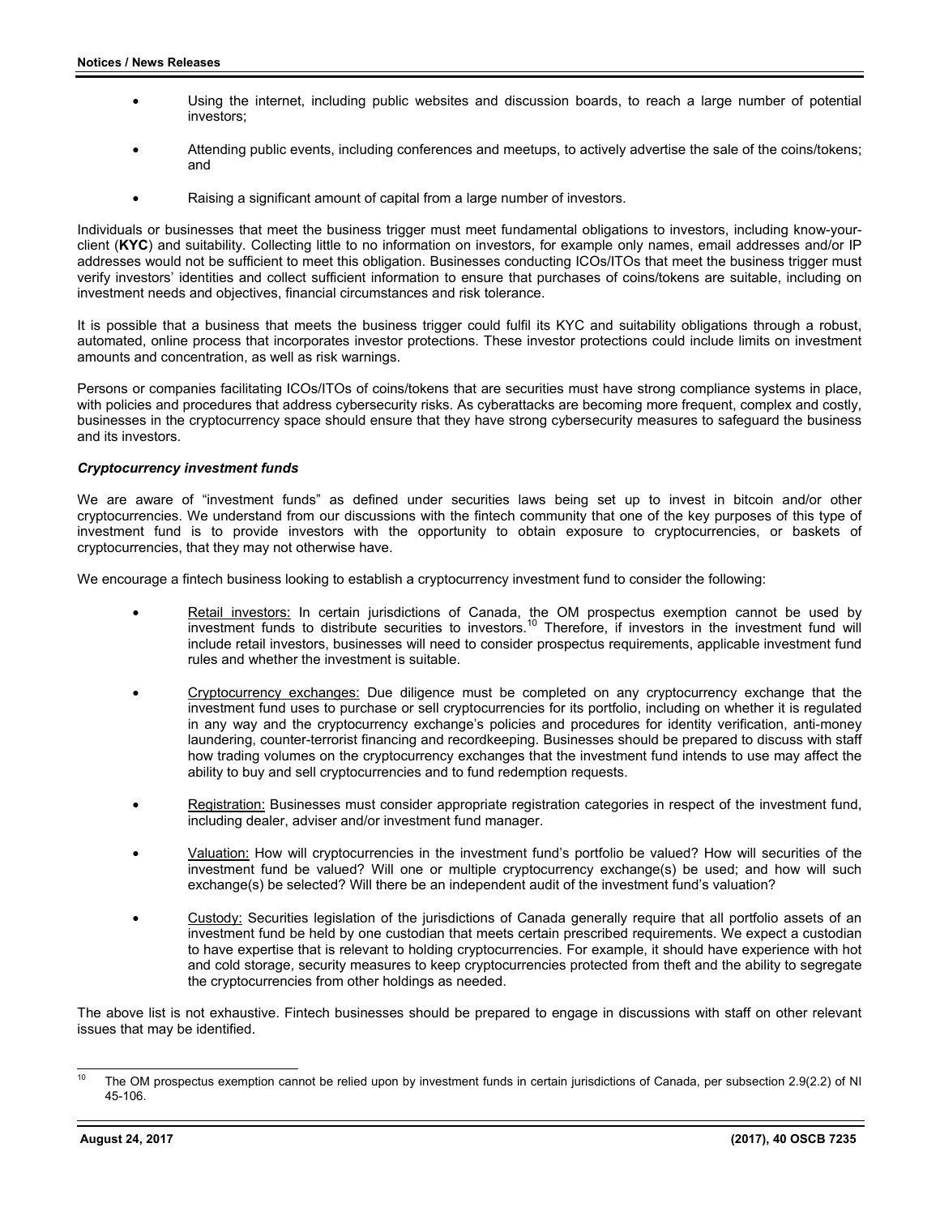- Using the internet, including public websites and discussion boards, to reach a large number of potential investors;
- Attending public events, including conferences and meetups, to actively advertise the sale of the coins/tokens; and
- Raising a significant amount of capital from a large number of investors.

Individuals or businesses that meet the business trigger must meet fundamental obligations to investors, including know-your-client (**KYC**) and suitability. Collecting little to no information on investors, for example only names, email addresses and/or IP addresses would not be sufficient to meet this obligation. Businesses conducting ICOs/ITOs that meet the business trigger must verify investors' identities and collect sufficient information to ensure that purchases of coins/tokens are suitable, including on investment needs and objectives, financial circumstances and risk tolerance.

It is possible that a business that meets the business trigger could fulfil its KYC and suitability obligations through a robust, automated, online process that incorporates investor protections. These investor protections could include limits on investment amounts and concentration, as well as risk warnings.

Persons or companies facilitating ICOs/ITOs of coins/tokens that are securities must have strong compliance systems in place, with policies and procedures that address cybersecurity risks. As cyberattacks are becoming more frequent, complex and costly, businesses in the cryptocurrency space should ensure that they have strong cybersecurity measures to safeguard the business and its investors.

***Cryptocurrency investment funds***

We are aware of "investment funds" as defined under securities laws being set up to invest in bitcoin and/or other cryptocurrencies. We understand from our discussions with the fintech community that one of the key purposes of this type of investment fund is to provide investors with the opportunity to obtain exposure to cryptocurrencies, or baskets of cryptocurrencies, that they may not otherwise have.

We encourage a fintech business looking to establish a cryptocurrency investment fund to consider the following:

- Retail investors: In certain jurisdictions of Canada, the OM prospectus exemption cannot be used by investment funds to distribute securities to investors.[10] Therefore, if investors in the investment fund will include retail investors, businesses will need to consider prospectus requirements, applicable investment fund rules and whether the investment is suitable.
- Cryptocurrency exchanges: Due diligence must be completed on any cryptocurrency exchange that the investment fund uses to purchase or sell cryptocurrencies for its portfolio, including on whether it is regulated in any way and the cryptocurrency exchange's policies and procedures for identity verification, anti-money laundering, counter-terrorist financing and recordkeeping. Businesses should be prepared to discuss with staff how trading volumes on the cryptocurrency exchanges that the investment fund intends to use may affect the ability to buy and sell cryptocurrencies and to fund redemption requests.
- Registration: Businesses must consider appropriate registration categories in respect of the investment fund, including dealer, adviser and/or investment fund manager.
- Valuation: How will cryptocurrencies in the investment fund's portfolio be valued? How will securities of the investment fund be valued? Will one or multiple cryptocurrency exchange(s) be used; and how will such exchange(s) be selected? Will there be an independent audit of the investment fund's valuation?
- Custody: Securities legislation of the jurisdictions of Canada generally require that all portfolio assets of an investment fund be held by one custodian that meets certain prescribed requirements. We expect a custodian to have expertise that is relevant to holding cryptocurrencies. For example, it should have experience with hot and cold storage, security measures to keep cryptocurrencies protected from theft and the ability to segregate the cryptocurrencies from other holdings as needed.

The above list is not exhaustive. Fintech businesses should be prepared to engage in discussions with staff on other relevant issues that may be identified.

---

[10] The OM prospectus exemption cannot be relied upon by investment funds in certain jurisdictions of Canada, per subsection 2.9(2.2) of NI 45-106.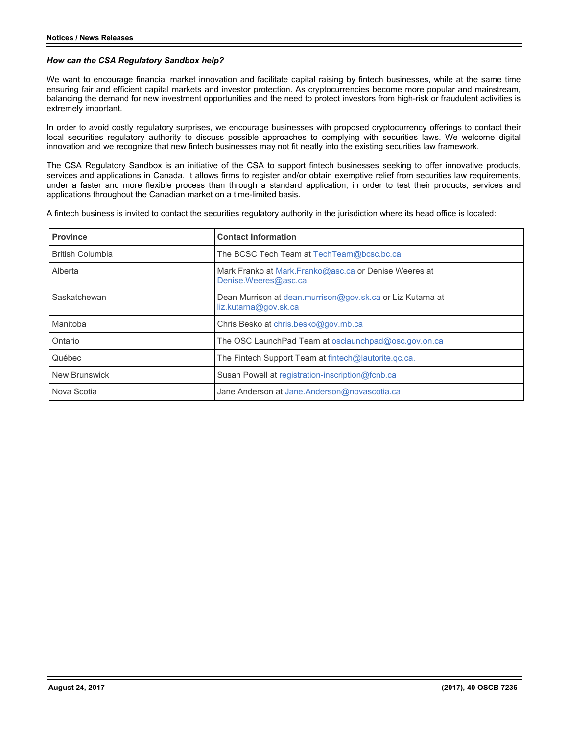*How can the CSA Regulatory Sandbox help?*

We want to encourage financial market innovation and facilitate capital raising by fintech businesses, while at the same time ensuring fair and efficient capital markets and investor protection. As cryptocurrencies become more popular and mainstream, balancing the demand for new investment opportunities and the need to protect investors from high-risk or fraudulent activities is extremely important.

In order to avoid costly regulatory surprises, we encourage businesses with proposed cryptocurrency offerings to contact their local securities regulatory authority to discuss possible approaches to complying with securities laws. We welcome digital innovation and we recognize that new fintech businesses may not fit neatly into the existing securities law framework.

The CSA Regulatory Sandbox is an initiative of the CSA to support fintech businesses seeking to offer innovative products, services and applications in Canada. It allows firms to register and/or obtain exemptive relief from securities law requirements, under a faster and more flexible process than through a standard application, in order to test their products, services and applications throughout the Canadian market on a time-limited basis.

A fintech business is invited to contact the securities regulatory authority in the jurisdiction where its head office is located:

| Province | Contact Information |
|---|---|
| British Columbia | The BCSC Tech Team at TechTeam@bcsc.bc.ca |
| Alberta | Mark Franko at Mark.Franko@asc.ca or Denise Weeres at Denise.Weeres@asc.ca |
| Saskatchewan | Dean Murrison at dean.murrison@gov.sk.ca or Liz Kutarna at liz.kutarna@gov.sk.ca |
| Manitoba | Chris Besko at chris.besko@gov.mb.ca |
| Ontario | The OSC LaunchPad Team at osclaunchpad@osc.gov.on.ca |
| Québec | The Fintech Support Team at fintech@lautorite.qc.ca. |
| New Brunswick | Susan Powell at registration-inscription@fcnb.ca |
| Nova Scotia | Jane Anderson at Jane.Anderson@novascotia.ca |